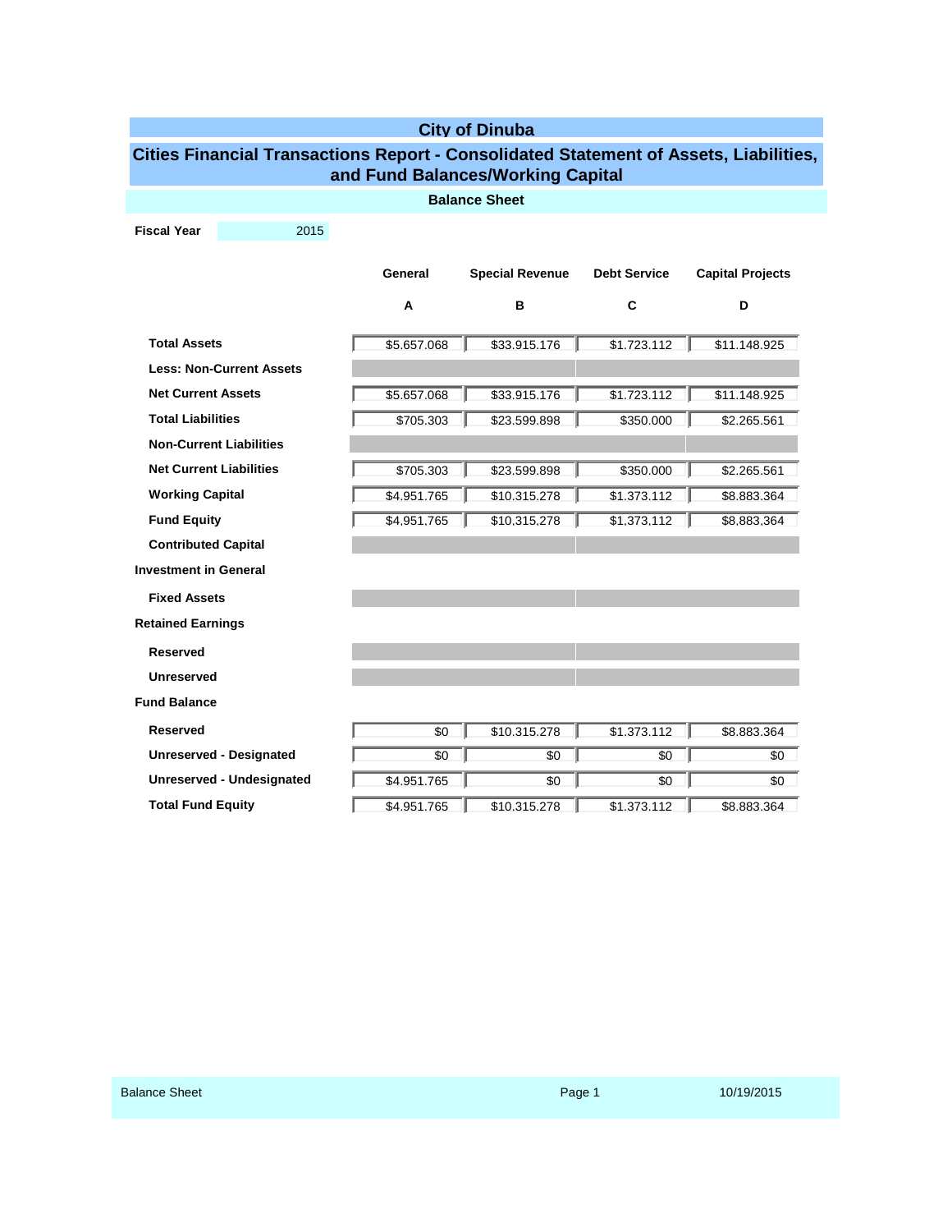# City of Dinuba

## Cities Financial Transactions Report - Consolidated Statement of Assets, Liabilities, and Fund Balances/Working Capital

### Balance Sheet

**Fiscal Year** 2015

| | General | Special Revenue | Debt Service | Capital Projects |
|---|---|---|---|---|
| | A | B | C | D |
| **Total Assets** | $5.657.068 | $33.915.176 | $1.723.112 | $11.148.925 |
| **Less: Non-Current Assets** | | | | |
| **Net Current Assets** | $5.657.068 | $33.915.176 | $1.723.112 | $11.148.925 |
| **Total Liabilities** | $705.303 | $23.599.898 | $350.000 | $2.265.561 |
| **Non-Current Liabilities** | | | | |
| **Net Current Liabilities** | $705.303 | $23.599.898 | $350.000 | $2.265.561 |
| **Working Capital** | $4.951.765 | $10.315.278 | $1.373.112 | $8.883.364 |
| **Fund Equity** | $4,951,765 | $10,315,278 | $1,373,112 | $8,883,364 |
| **Contributed Capital** | | | | |
| **Investment in General** | | | | |
| **Fixed Assets** | | | | |
| **Retained Earnings** | | | | |
| **Reserved** | | | | |
| **Unreserved** | | | | |
| **Fund Balance** | | | | |
| **Reserved** | $0 | $10.315.278 | $1.373.112 | $8.883.364 |
| **Unreserved - Designated** | $0 | $0 | $0 | $0 |
| **Unreserved - Undesignated** | $4.951.765 | $0 | $0 | $0 |
| **Total Fund Equity** | $4.951.765 | $10.315.278 | $1.373.112 | $8.883.364 |

Balance Sheet 10/19/2015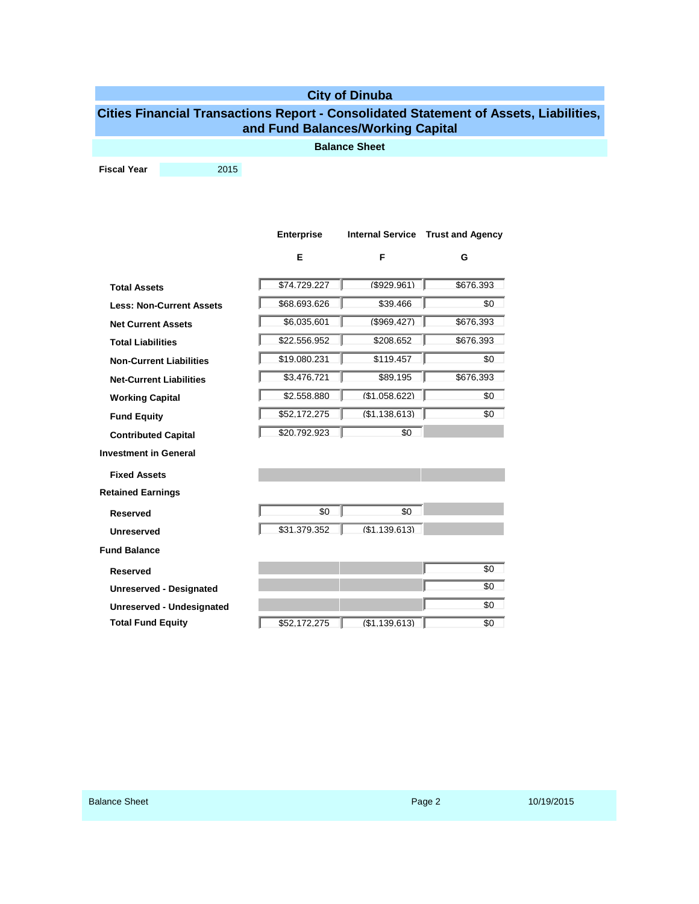# City of Dinuba

## Cities Financial Transactions Report - Consolidated Statement of Assets, Liabilities, and Fund Balances/Working Capital

### Balance Sheet

**Fiscal Year** 2015

| | Enterprise | Internal Service | Trust and Agency |
|---|---|---|---|
| | **E** | **F** | **G** |
| **Total Assets** | $74,729,227 | ($929,961) | $676,393 |
| **Less: Non-Current Assets** | $68,693,626 | $39,466 | $0 |
| **Net Current Assets** | $6,035,601 | ($969,427) | $676,393 |
| **Total Liabilities** | $22,556,952 | $208,652 | $676,393 |
| **Non-Current Liabilities** | $19,080,231 | $119,457 | $0 |
| **Net-Current Liabilities** | $3,476,721 | $89,195 | $676,393 |
| **Working Capital** | $2,558,880 | ($1,058,622) | $0 |
| **Fund Equity** | $52,172,275 | ($1,138,613) | $0 |
| **Contributed Capital** | $20,792,923 | $0 | |
| **Investment in General** | | | |
| **Fixed Assets** | | | |
| **Retained Earnings** | | | |
| **Reserved** | $0 | $0 | |
| **Unreserved** | $31,379,352 | ($1,139,613) | |
| **Fund Balance** | | | |
| **Reserved** | | | $0 |
| **Unreserved - Designated** | | | $0 |
| **Unreserved - Undesignated** | | | $0 |
| **Total Fund Equity** | $52,172,275 | ($1,139,613) | $0 |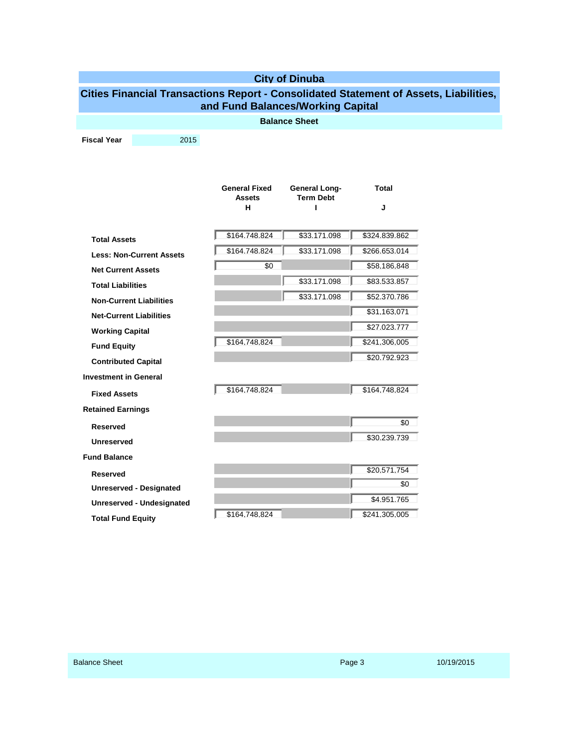# City of Dinuba

## Cities Financial Transactions Report - Consolidated Statement of Assets, Liabilities, and Fund Balances/Working Capital

### Balance Sheet

**Fiscal Year** 2015

| | General Fixed Assets H | General Long-Term Debt I | Total J |
|---|---|---|---|
| **Total Assets** | $164,748,824 | $33,171,098 | $324,839,862 |
| **Less: Non-Current Assets** | $164,748,824 | $33,171,098 | $266,653,014 |
| **Net Current Assets** | $0 | | $58,186,848 |
| **Total Liabilities** | | $33,171,098 | $83,533,857 |
| **Non-Current Liabilities** | | $33,171,098 | $52,370,786 |
| **Net-Current Liabilities** | | | $31,163,071 |
| **Working Capital** | | | $27,023,777 |
| **Fund Equity** | $164,748,824 | | $241,306,005 |
| **Contributed Capital** | | | $20,792,923 |
| **Investment in General** | | | |
| **Fixed Assets** | $164,748,824 | | $164,748,824 |
| **Retained Earnings** | | | |
| **Reserved** | | | $0 |
| **Unreserved** | | | $30,239,739 |
| **Fund Balance** | | | |
| **Reserved** | | | $20,571,754 |
| **Unreserved - Designated** | | | $0 |
| **Unreserved - Undesignated** | | | $4,951,765 |
| **Total Fund Equity** | $164,748,824 | | $241,305,005 |